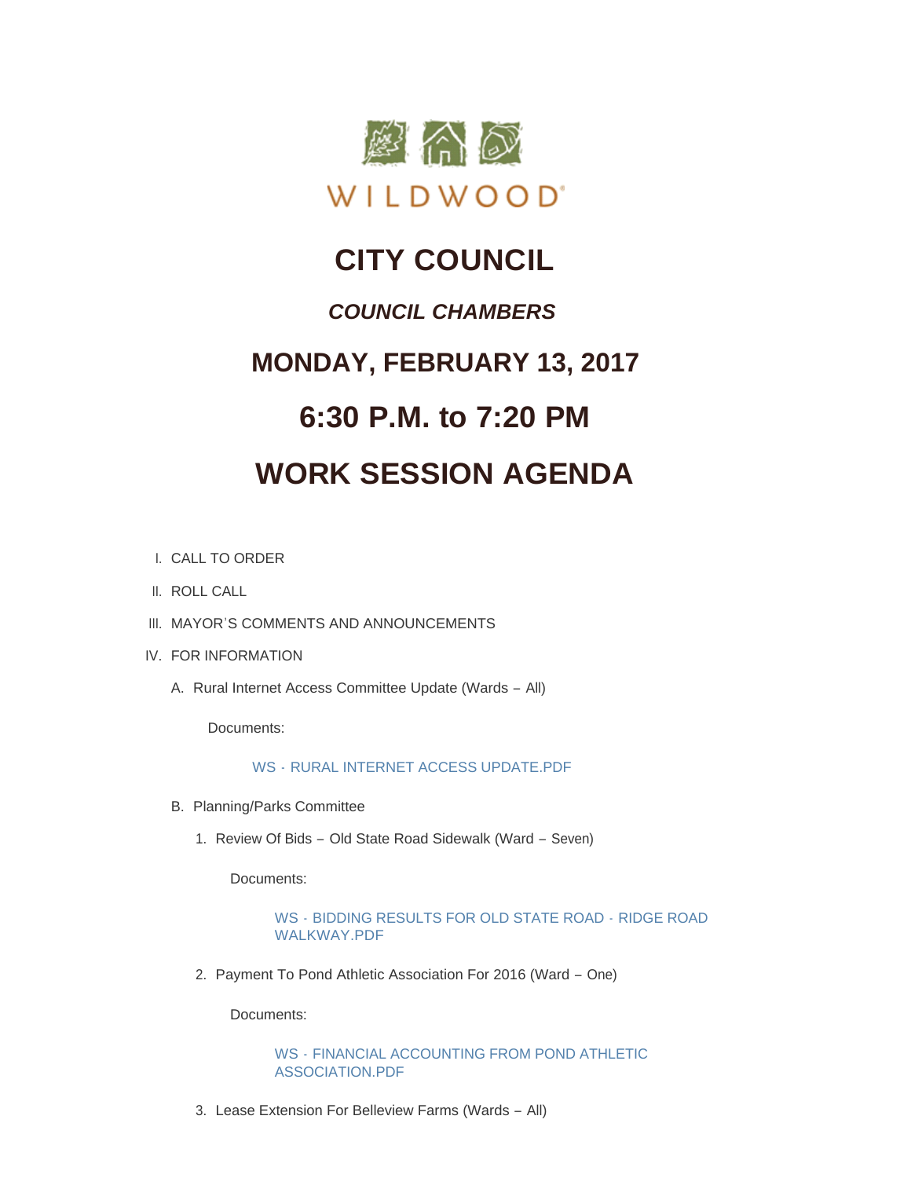WILDWOOD

# CITY COUNCIL

## *COUNCIL CHAMBERS*

## MONDAY, FEBRUARY 13, 2017

## 6:30 P.M. to 7:20 PM

## WORK SESSION AGENDA

I. CALL TO ORDER

II. ROLL CALL

III. MAYOR'S COMMENTS AND ANNOUNCEMENTS

IV. FOR INFORMATION

A. Rural Internet Access Committee Update (Wards – All)

Documents:

WS - RURAL INTERNET ACCESS UPDATE.PDF

B. Planning/Parks Committee

1. Review Of Bids – Old State Road Sidewalk (Ward – Seven)

Documents:

WS - BIDDING RESULTS FOR OLD STATE ROAD - RIDGE ROAD WALKWAY.PDF

2. Payment To Pond Athletic Association For 2016 (Ward – One)

Documents:

WS - FINANCIAL ACCOUNTING FROM POND ATHLETIC ASSOCIATION.PDF

3. Lease Extension For Belleview Farms (Wards – All)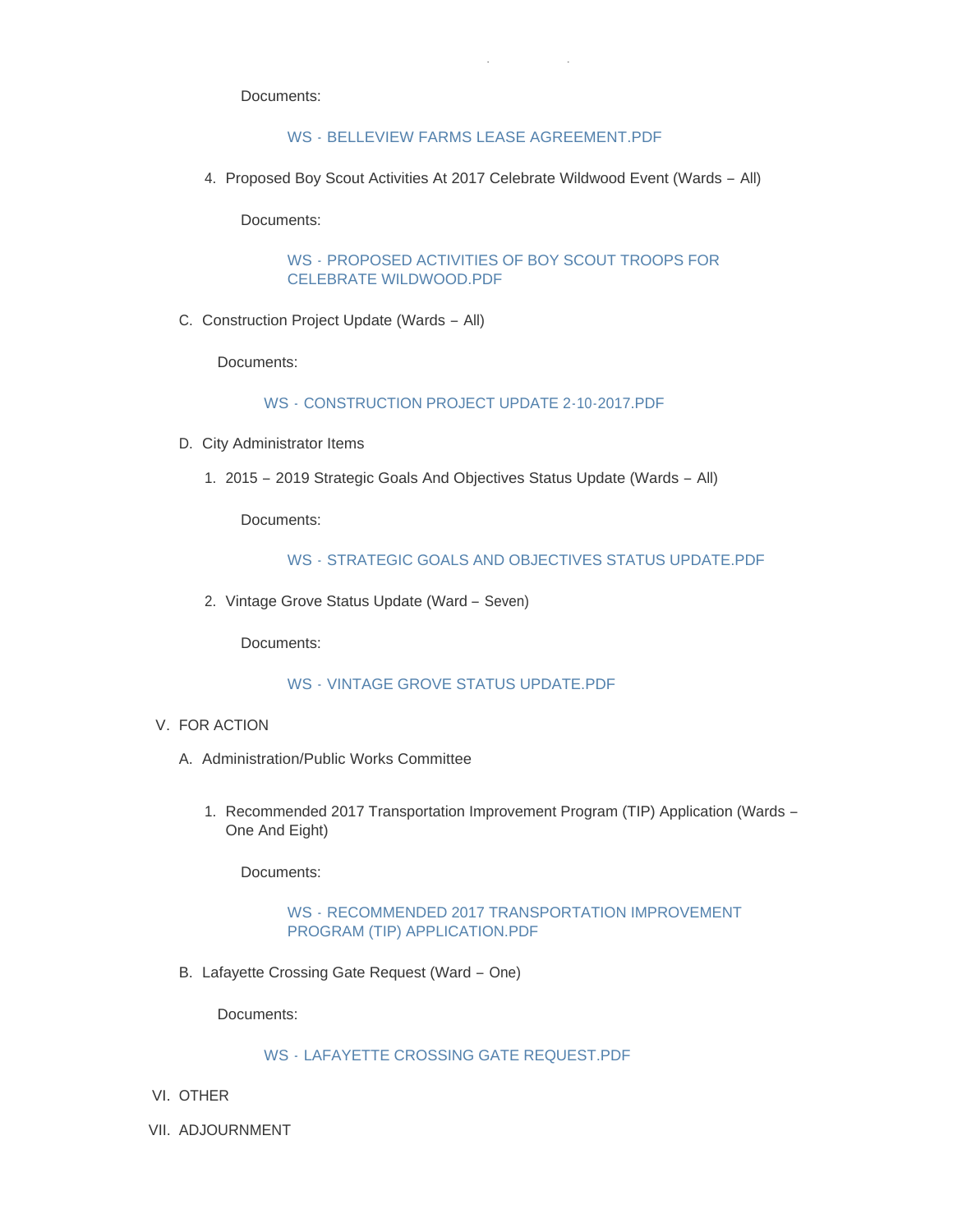Documents:

WS - BELLEVIEW FARMS LEASE AGREEMENT.PDF

4. Proposed Boy Scout Activities At 2017 Celebrate Wildwood Event (Wards – All)

   Documents:

   WS - PROPOSED ACTIVITIES OF BOY SCOUT TROOPS FOR CELEBRATE WILDWOOD.PDF

C. Construction Project Update (Wards – All)

   Documents:

   WS - CONSTRUCTION PROJECT UPDATE 2-10-2017.PDF

D. City Administrator Items

   1. 2015 – 2019 Strategic Goals And Objectives Status Update (Wards – All)

      Documents:

      WS - STRATEGIC GOALS AND OBJECTIVES STATUS UPDATE.PDF

   2. Vintage Grove Status Update (Ward – Seven)

      Documents:

      WS - VINTAGE GROVE STATUS UPDATE.PDF

V. FOR ACTION

A. Administration/Public Works Committee

   1. Recommended 2017 Transportation Improvement Program (TIP) Application (Wards – One And Eight)

      Documents:

      WS - RECOMMENDED 2017 TRANSPORTATION IMPROVEMENT PROGRAM (TIP) APPLICATION.PDF

B. Lafayette Crossing Gate Request (Ward – One)

   Documents:

   WS - LAFAYETTE CROSSING GATE REQUEST.PDF

VI. OTHER

VII. ADJOURNMENT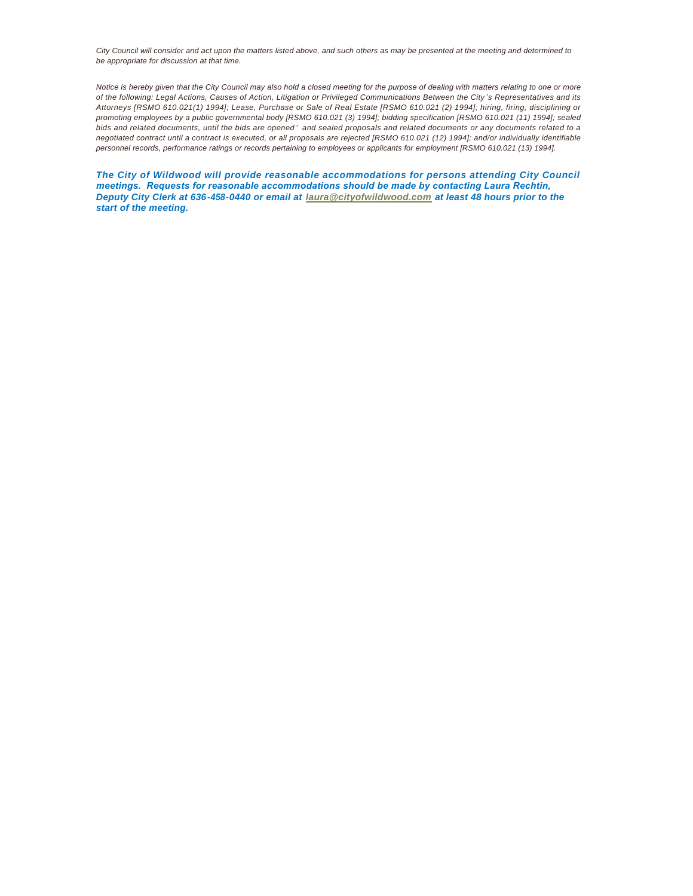*City Council will consider and act upon the matters listed above, and such others as may be presented at the meeting and determined to be appropriate for discussion at that time.*

*Notice is hereby given that the City Council may also hold a closed meeting for the purpose of dealing with matters relating to one or more of the following: Legal Actions, Causes of Action, Litigation or Privileged Communications Between the City's Representatives and its Attorneys [RSMO 610.021(1) 1994]; Lease, Purchase or Sale of Real Estate [RSMO 610.021 (2) 1994]; hiring, firing, disciplining or promoting employees by a public governmental body [RSMO 610.021 (3) 1994]; bidding specification [RSMO 610.021 (11) 1994]; sealed bids and related documents, until the bids are opened' and sealed proposals and related documents or any documents related to a negotiated contract until a contract is executed, or all proposals are rejected [RSMO 610.021 (12) 1994]; and/or individually identifiable personnel records, performance ratings or records pertaining to employees or applicants for employment [RSMO 610.021 (13) 1994].*

***The City of Wildwood will provide reasonable accommodations for persons attending City Council meetings. Requests for reasonable accommodations should be made by contacting Laura Rechtin, Deputy City Clerk at 636-458-0440 or email at laura@cityofwildwood.com at least 48 hours prior to the start of the meeting.***